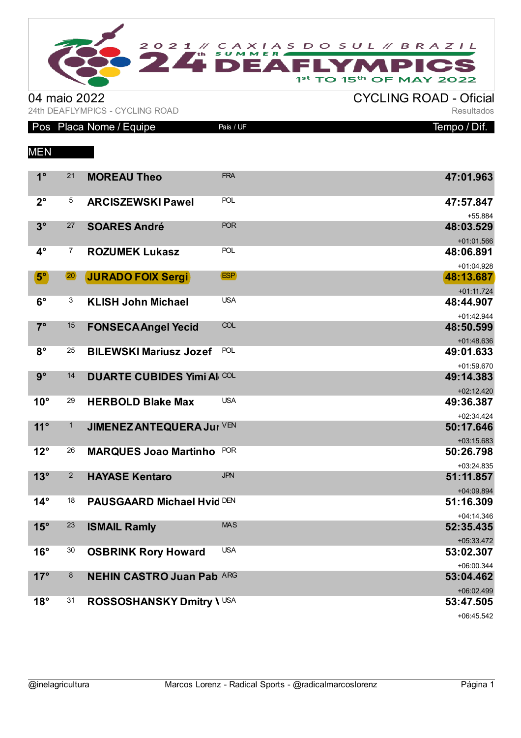2021 // CAXIAS DO SUL // BRAZIL
24th SUMMER DEAFLYMPICS
1st TO 15th OF MAY 2022

04 maio 2022

24th DEAFLYMPICS - CYCLING ROAD

# CYCLING ROAD - Oficial

Resultados

## MEN

| Pos | Placa | Nome / Equipe | País / UF | Tempo / Dif. |
|---|---|---|---|---|
| 1° | 21 | **MOREAU Theo** | FRA | **47:01.963** |
| 2° | 5 | **ARCISZEWSKI Pawel** | POL | **47:57.847** +55.884 |
| 3° | 27 | **SOARES André** | POR | **48:03.529** +01:01.566 |
| 4° | 7 | **ROZUMEK Lukasz** | POL | **48:06.891** +01:04.928 |
| 5° | 20 | **JURADO FOIX Sergi** | ESP | **48:13.687** +01:11.724 |
| 6° | 3 | **KLISH John Michael** | USA | **48:44.907** +01:42.944 |
| 7° | 15 | **FONSECA Angel Yecid** | COL | **48:50.599** +01:48.636 |
| 8° | 25 | **BILEWSKI Mariusz Jozef** | POL | **49:01.633** +01:59.670 |
| 9° | 14 | **DUARTE CUBIDES Yimi Al** | COL | **49:14.383** +02:12.420 |
| 10° | 29 | **HERBOLD Blake Max** | USA | **49:36.387** +02:34.424 |
| 11° | 1 | **JIMENEZ ANTEQUERA Jur** | VEN | **50:17.646** +03:15.683 |
| 12° | 26 | **MARQUES Joao Martinho** | POR | **50:26.798** +03:24.835 |
| 13° | 2 | **HAYASE Kentaro** | JPN | **51:11.857** +04:09.894 |
| 14° | 18 | **PAUSGAARD Michael Hvid** | DEN | **51:16.309** +04:14.346 |
| 15° | 23 | **ISMAIL Ramly** | MAS | **52:35.435** +05:33.472 |
| 16° | 30 | **OSBRINK Rory Howard** | USA | **53:02.307** +06:00.344 |
| 17° | 8 | **NEHIN CASTRO Juan Pab** | ARG | **53:04.462** +06:02.499 |
| 18° | 31 | **ROSSOSHANSKY Dmitry \\** | USA | **53:47.505** +06:45.542 |

@inelagricultura — Marcos Lorenz - Radical Sports - @radicalmarcoslorenz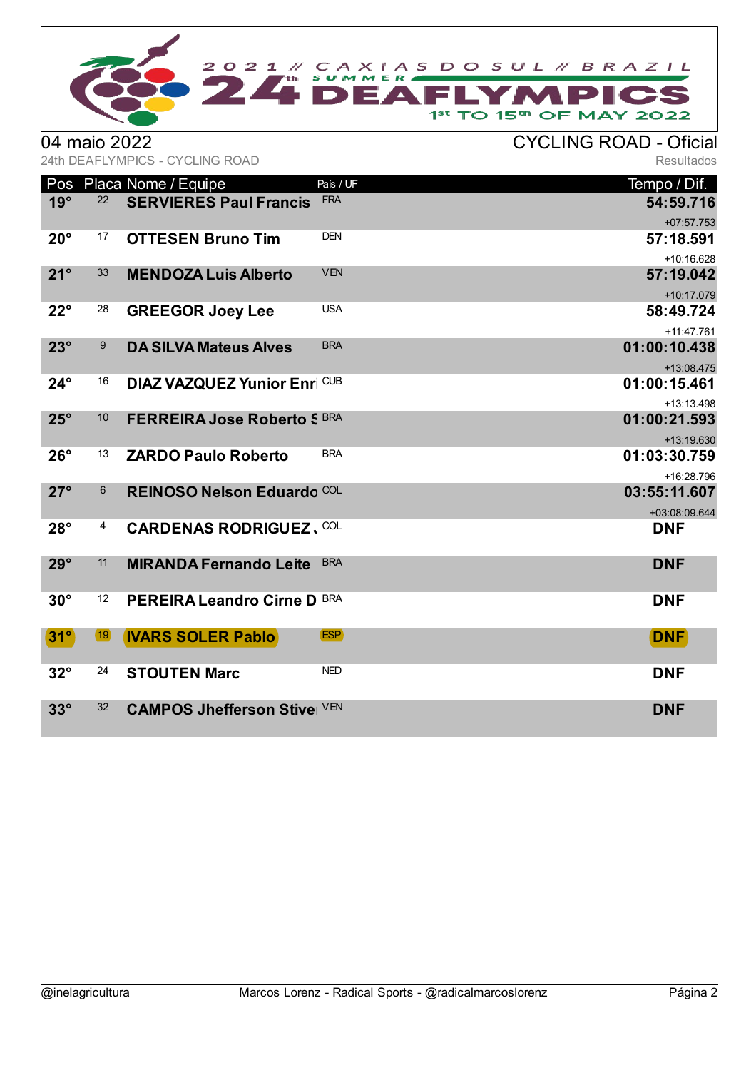2021 // CAXIAS DO SUL // BRAZIL
24th SUMMER DEAFLYMPICS
1st TO 15th OF MAY 2022

04 maio 2022 — CYCLING ROAD - Oficial

24th DEAFLYMPICS - CYCLING ROAD — Resultados

| Pos | Placa | Nome / Equipe | País / UF | Tempo / Dif. |
|---|---|---|---|---|
| 19° | 22 | **SERVIERES Paul Francis** | FRA | **54:59.716** +07:57.753 |
| 20° | 17 | **OTTESEN Bruno Tim** | DEN | **57:18.591** +10:16.628 |
| 21° | 33 | **MENDOZA Luis Alberto** | VEN | **57:19.042** +10:17.079 |
| 22° | 28 | **GREEGOR Joey Lee** | USA | **58:49.724** +11:47.761 |
| 23° | 9 | **DA SILVA Mateus Alves** | BRA | **01:00:10.438** +13:08.475 |
| 24° | 16 | **DIAZ VAZQUEZ Yunior Enri** | CUB | **01:00:15.461** +13:13.498 |
| 25° | 10 | **FERREIRA Jose Roberto S** | BRA | **01:00:21.593** +13:19.630 |
| 26° | 13 | **ZARDO Paulo Roberto** | BRA | **01:03:30.759** +16:28.796 |
| 27° | 6 | **REINOSO Nelson Eduardo** | COL | **03:55:11.607** +03:08:09.644 |
| 28° | 4 | **CARDENAS RODRIGUEZ .** | COL | **DNF** |
| 29° | 11 | **MIRANDA Fernando Leite** | BRA | **DNF** |
| 30° | 12 | **PEREIRA Leandro Cirne D** | BRA | **DNF** |
| 31° | 19 | **IVARS SOLER Pablo** | ESP | **DNF** |
| 32° | 24 | **STOUTEN Marc** | NED | **DNF** |
| 33° | 32 | **CAMPOS Jhefferson Stive** | VEN | **DNF** |

@inelagricultura — Marcos Lorenz - Radical Sports - @radicalmarcoslorenz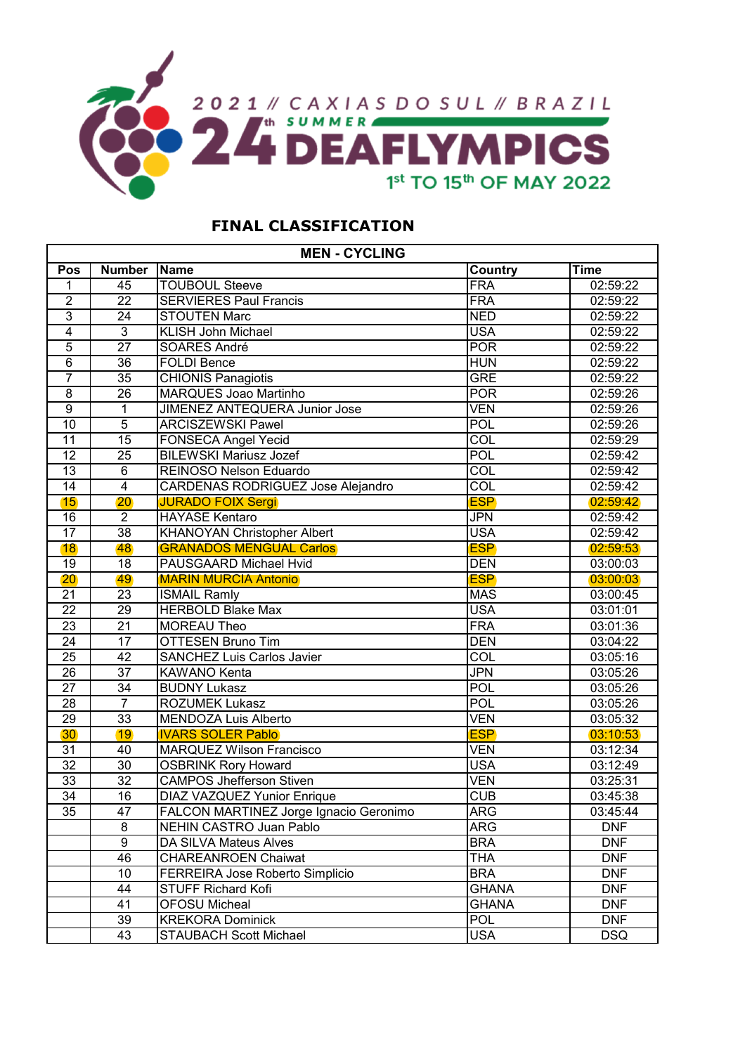2021 // CAXIAS DO SUL // BRAZIL

24th SUMMER DEAFLYMPICS

1st TO 15th OF MAY 2022

## FINAL CLASSIFICATION

| MEN - CYCLING | | | | |
|---|---|---|---|---|
| Pos | Number | Name | Country | Time |
| 1 | 45 | TOUBOUL Steeve | FRA | 02:59:22 |
| 2 | 22 | SERVIERES Paul Francis | FRA | 02:59:22 |
| 3 | 24 | STOUTEN Marc | NED | 02:59:22 |
| 4 | 3 | KLISH John Michael | USA | 02:59:22 |
| 5 | 27 | SOARES André | POR | 02:59:22 |
| 6 | 36 | FOLDI Bence | HUN | 02:59:22 |
| 7 | 35 | CHIONIS Panagiotis | GRE | 02:59:22 |
| 8 | 26 | MARQUES Joao Martinho | POR | 02:59:26 |
| 9 | 1 | JIMENEZ ANTEQUERA Junior Jose | VEN | 02:59:26 |
| 10 | 5 | ARCISZEWSKI Pawel | POL | 02:59:26 |
| 11 | 15 | FONSECA Angel Yecid | COL | 02:59:29 |
| 12 | 25 | BILEWSKI Mariusz Jozef | POL | 02:59:42 |
| 13 | 6 | REINOSO Nelson Eduardo | COL | 02:59:42 |
| 14 | 4 | CARDENAS RODRIGUEZ Jose Alejandro | COL | 02:59:42 |
| 15 | 20 | JURADO FOIX Sergi | ESP | 02:59:42 |
| 16 | 2 | HAYASE Kentaro | JPN | 02:59:42 |
| 17 | 38 | KHANOYAN Christopher Albert | USA | 02:59:42 |
| 18 | 48 | GRANADOS MENGUAL Carlos | ESP | 02:59:53 |
| 19 | 18 | PAUSGAARD Michael Hvid | DEN | 03:00:03 |
| 20 | 49 | MARIN MURCIA Antonio | ESP | 03:00:03 |
| 21 | 23 | ISMAIL Ramly | MAS | 03:00:45 |
| 22 | 29 | HERBOLD Blake Max | USA | 03:01:01 |
| 23 | 21 | MOREAU Theo | FRA | 03:01:36 |
| 24 | 17 | OTTESEN Bruno Tim | DEN | 03:04:22 |
| 25 | 42 | SANCHEZ Luis Carlos Javier | COL | 03:05:16 |
| 26 | 37 | KAWANO Kenta | JPN | 03:05:26 |
| 27 | 34 | BUDNY Lukasz | POL | 03:05:26 |
| 28 | 7 | ROZUMEK Lukasz | POL | 03:05:26 |
| 29 | 33 | MENDOZA Luis Alberto | VEN | 03:05:32 |
| 30 | 19 | IVARS SOLER Pablo | ESP | 03:10:53 |
| 31 | 40 | MARQUEZ Wilson Francisco | VEN | 03:12:34 |
| 32 | 30 | OSBRINK Rory Howard | USA | 03:12:49 |
| 33 | 32 | CAMPOS Jhefferson Stiven | VEN | 03:25:31 |
| 34 | 16 | DIAZ VAZQUEZ Yunior Enrique | CUB | 03:45:38 |
| 35 | 47 | FALCON MARTINEZ Jorge Ignacio Geronimo | ARG | 03:45:44 |
| | 8 | NEHIN CASTRO Juan Pablo | ARG | DNF |
| | 9 | DA SILVA Mateus Alves | BRA | DNF |
| | 46 | CHAREANROEN Chaiwat | THA | DNF |
| | 10 | FERREIRA Jose Roberto Simplicio | BRA | DNF |
| | 44 | STUFF Richard Kofi | GHANA | DNF |
| | 41 | OFOSU Micheal | GHANA | DNF |
| | 39 | KREKORA Dominick | POL | DNF |
| | 43 | STAUBACH Scott Michael | USA | DSQ |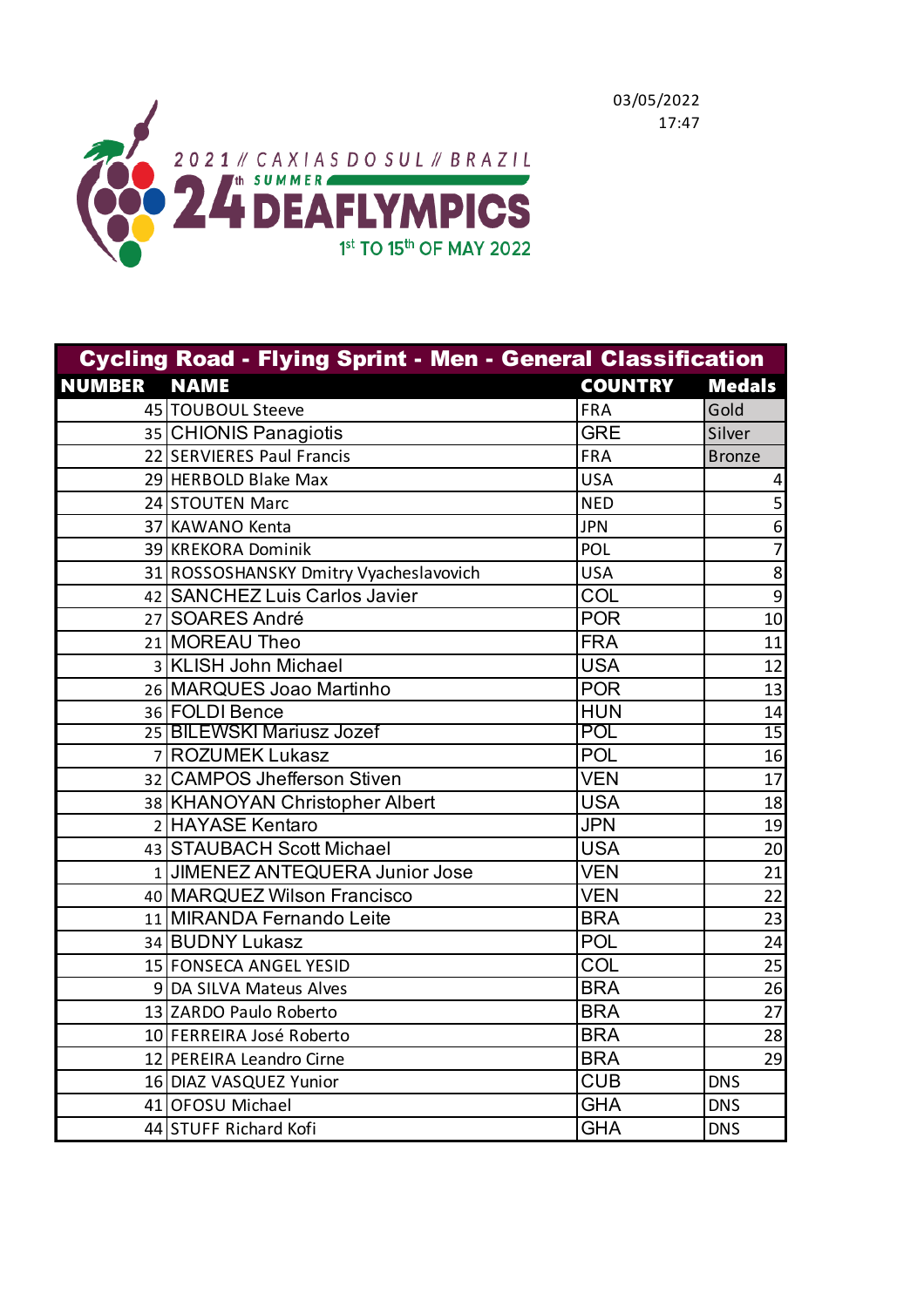03/05/2022
17:47

2021 // CAXIAS DO SUL // BRAZIL

24th SUMMER DEAFLYMPICS

1st TO 15th OF MAY 2022

| Cycling Road - Flying Sprint - Men - General Classification | | | |
|---|---|---|---|
| NUMBER | NAME | COUNTRY | Medals |
| 45 | TOUBOUL Steeve | FRA | Gold |
| 35 | CHIONIS Panagiotis | GRE | Silver |
| 22 | SERVIERES Paul Francis | FRA | Bronze |
| 29 | HERBOLD Blake Max | USA | 4 |
| 24 | STOUTEN Marc | NED | 5 |
| 37 | KAWANO Kenta | JPN | 6 |
| 39 | KREKORA Dominik | POL | 7 |
| 31 | ROSSOSHANSKY Dmitry Vyacheslavovich | USA | 8 |
| 42 | SANCHEZ Luis Carlos Javier | COL | 9 |
| 27 | SOARES André | POR | 10 |
| 21 | MOREAU Theo | FRA | 11 |
| 3 | KLISH John Michael | USA | 12 |
| 26 | MARQUES Joao Martinho | POR | 13 |
| 36 | FOLDI Bence | HUN | 14 |
| 25 | BILEWSKI Mariusz Jozef | POL | 15 |
| 7 | ROZUMEK Lukasz | POL | 16 |
| 32 | CAMPOS Jhefferson Stiven | VEN | 17 |
| 38 | KHANOYAN Christopher Albert | USA | 18 |
| 2 | HAYASE Kentaro | JPN | 19 |
| 43 | STAUBACH Scott Michael | USA | 20 |
| 1 | JIMENEZ ANTEQUERA Junior Jose | VEN | 21 |
| 40 | MARQUEZ Wilson Francisco | VEN | 22 |
| 11 | MIRANDA Fernando Leite | BRA | 23 |
| 34 | BUDNY Lukasz | POL | 24 |
| 15 | FONSECA ANGEL YESID | COL | 25 |
| 9 | DA SILVA Mateus Alves | BRA | 26 |
| 13 | ZARDO Paulo Roberto | BRA | 27 |
| 10 | FERREIRA José Roberto | BRA | 28 |
| 12 | PEREIRA Leandro Cirne | BRA | 29 |
| 16 | DIAZ VASQUEZ Yunior | CUB | DNS |
| 41 | OFOSU Michael | GHA | DNS |
| 44 | STUFF Richard Kofi | GHA | DNS |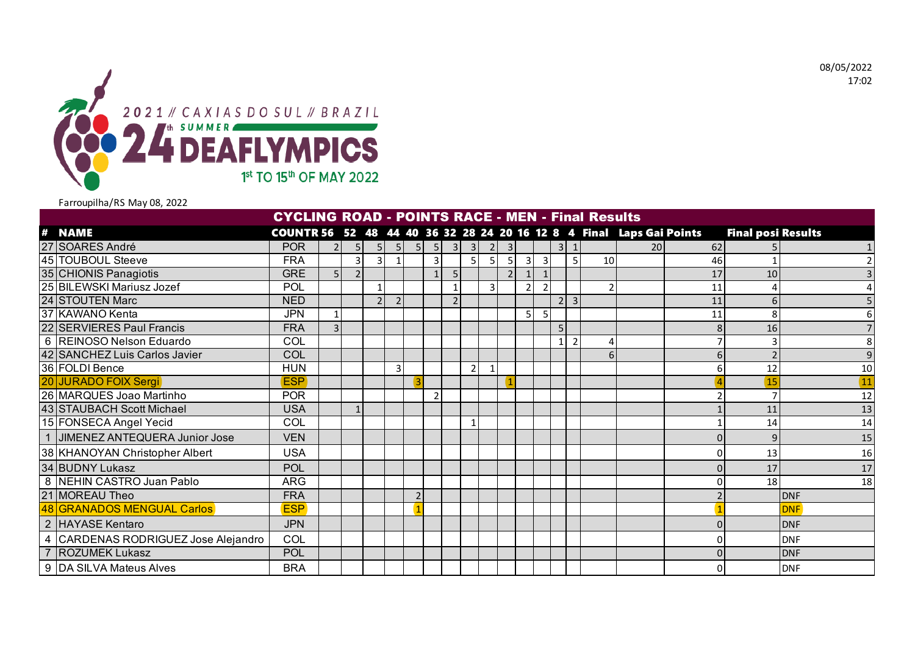Farroupilha/RS May 08, 2022

08/05/2022
17:02

# CYCLING ROAD - POINTS RACE - MEN - Final Results

| # | NAME | COUNTRY | 56 | 52 | 48 | 44 | 40 | 36 | 32 | 28 | 24 | 20 | 16 | 12 | 8 | 4 | Final | Laps Gained | Points | Final position | Results |
|---|---|---|---|---|---|---|---|---|---|---|---|---|---|---|---|---|---|---|---|---|---|
| 27 | SOARES André | POR | 2 | 5 | 5 | 5 | 5 | 5 | 3 | 3 | 2 | 3 | | | 3 | 1 | | 20 | 62 | 5 | 1 |
| 45 | TOUBOUL Steeve | FRA | | 3 | 3 | 1 | | 3 | | 5 | 5 | 5 | 3 | 3 | | 5 | 10 | | 46 | 1 | 2 |
| 35 | CHIONIS Panagiotis | GRE | 5 | 2 | | | | 1 | 5 | | | 2 | 1 | 1 | | | | | 17 | 10 | 3 |
| 25 | BILEWSKI Mariusz Jozef | POL | | | 1 | | | | 1 | | 3 | | 2 | 2 | | | 2 | | 11 | 4 | 4 |
| 24 | STOUTEN Marc | NED | | | 2 | 2 | | | 2 | | | | | | 2 | 3 | | | 11 | 6 | 5 |
| 37 | KAWANO Kenta | JPN | 1 | | | | | | | | | | 5 | 5 | | | | | 11 | 8 | 6 |
| 22 | SERVIERES Paul Francis | FRA | 3 | | | | | | | | | | | | 5 | | | | 8 | 16 | 7 |
| 6 | REINOSO Nelson Eduardo | COL | | | | | | | | | | | | | 1 | 2 | 4 | | 7 | 3 | 8 |
| 42 | SANCHEZ Luis Carlos Javier | COL | | | | | | | | | | | | | | | 6 | | 6 | 2 | 9 |
| 36 | FOLDI Bence | HUN | | | | 3 | | | | 2 | 1 | | | | | | | | 6 | 12 | 10 |
| 20 | JURADO FOIX Sergi | ESP | | | | | 3 | | | | | 1 | | | | | | | 4 | 15 | 11 |
| 26 | MARQUES Joao Martinho | POR | | | | | | 2 | | | | | | | | | | | 2 | 7 | 12 |
| 43 | STAUBACH Scott Michael | USA | | 1 | | | | | | | | | | | | | | | 1 | 11 | 13 |
| 15 | FONSECA Angel Yecid | COL | | | | | | | | 1 | | | | | | | | | 1 | 14 | 14 |
| 1 | JIMENEZ ANTEQUERA Junior Jose | VEN | | | | | | | | | | | | | | | | | 0 | 9 | 15 |
| 38 | KHANOYAN Christopher Albert | USA | | | | | | | | | | | | | | | | | 0 | 13 | 16 |
| 34 | BUDNY Lukasz | POL | | | | | | | | | | | | | | | | | 0 | 17 | 17 |
| 8 | NEHIN CASTRO Juan Pablo | ARG | | | | | | | | | | | | | | | | | 0 | 18 | 18 |
| 21 | MOREAU Theo | FRA | | | | | 2 | | | | | | | | | | | | 2 | | DNF |
| 48 | GRANADOS MENGUAL Carlos | ESP | | | | | 1 | | | | | | | | | | | | 1 | | DNF |
| 2 | HAYASE Kentaro | JPN | | | | | | | | | | | | | | | | | 0 | | DNF |
| 4 | CARDENAS RODRIGUEZ Jose Alejandro | COL | | | | | | | | | | | | | | | | | 0 | | DNF |
| 7 | ROZUMEK Lukasz | POL | | | | | | | | | | | | | | | | | 0 | | DNF |
| 9 | DA SILVA Mateus Alves | BRA | | | | | | | | | | | | | | | | | 0 | | DNF |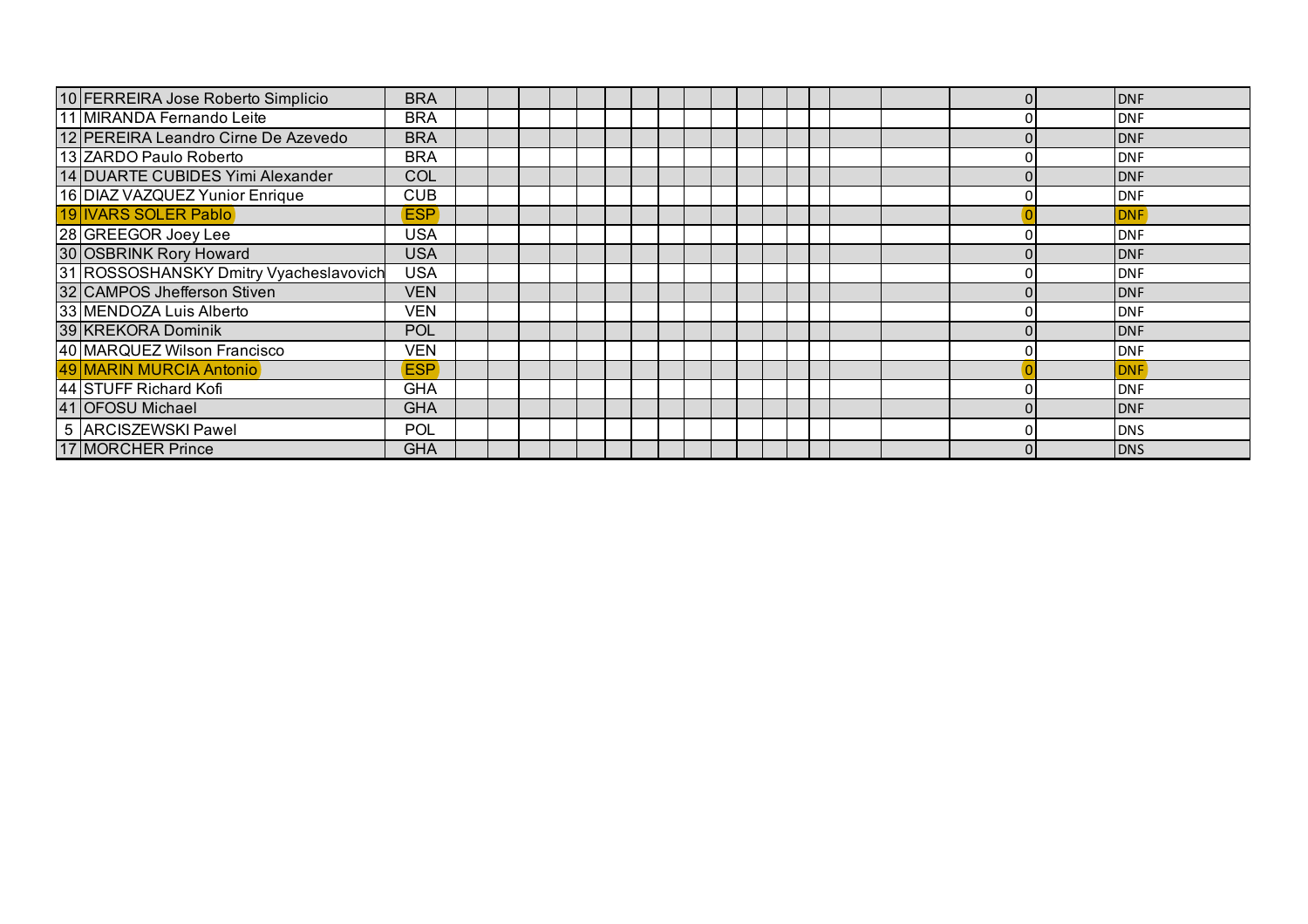| | | | | | | | | | | | | | | | | | | | | | |
|---|---|---|---|---|---|---|---|---|---|---|---|---|---|---|---|---|---|---|---|---|---|
| 10 | FERREIRA Jose Roberto Simplicio | BRA | | | | | | | | | | | | | | | | | 0 | | DNF |
| 11 | MIRANDA Fernando Leite | BRA | | | | | | | | | | | | | | | | | 0 | | DNF |
| 12 | PEREIRA Leandro Cirne De Azevedo | BRA | | | | | | | | | | | | | | | | | 0 | | DNF |
| 13 | ZARDO Paulo Roberto | BRA | | | | | | | | | | | | | | | | | 0 | | DNF |
| 14 | DUARTE CUBIDES Yimi Alexander | COL | | | | | | | | | | | | | | | | | 0 | | DNF |
| 16 | DIAZ VAZQUEZ Yunior Enrique | CUB | | | | | | | | | | | | | | | | | 0 | | DNF |
| 19 | IVARS SOLER Pablo | ESP | | | | | | | | | | | | | | | | | 0 | | DNF |
| 28 | GREEGOR Joey Lee | USA | | | | | | | | | | | | | | | | | 0 | | DNF |
| 30 | OSBRINK Rory Howard | USA | | | | | | | | | | | | | | | | | 0 | | DNF |
| 31 | ROSSOSHANSKY Dmitry Vyacheslavovich | USA | | | | | | | | | | | | | | | | | 0 | | DNF |
| 32 | CAMPOS Jhefferson Stiven | VEN | | | | | | | | | | | | | | | | | 0 | | DNF |
| 33 | MENDOZA Luis Alberto | VEN | | | | | | | | | | | | | | | | | 0 | | DNF |
| 39 | KREKORA Dominik | POL | | | | | | | | | | | | | | | | | 0 | | DNF |
| 40 | MARQUEZ Wilson Francisco | VEN | | | | | | | | | | | | | | | | | 0 | | DNF |
| 49 | MARIN MURCIA Antonio | ESP | | | | | | | | | | | | | | | | | 0 | | DNF |
| 44 | STUFF Richard Kofi | GHA | | | | | | | | | | | | | | | | | 0 | | DNF |
| 41 | OFOSU Michael | GHA | | | | | | | | | | | | | | | | | 0 | | DNF |
| 5 | ARCISZEWSKI Pawel | POL | | | | | | | | | | | | | | | | | 0 | | DNS |
| 17 | MORCHER Prince | GHA | | | | | | | | | | | | | | | | | 0 | | DNS |